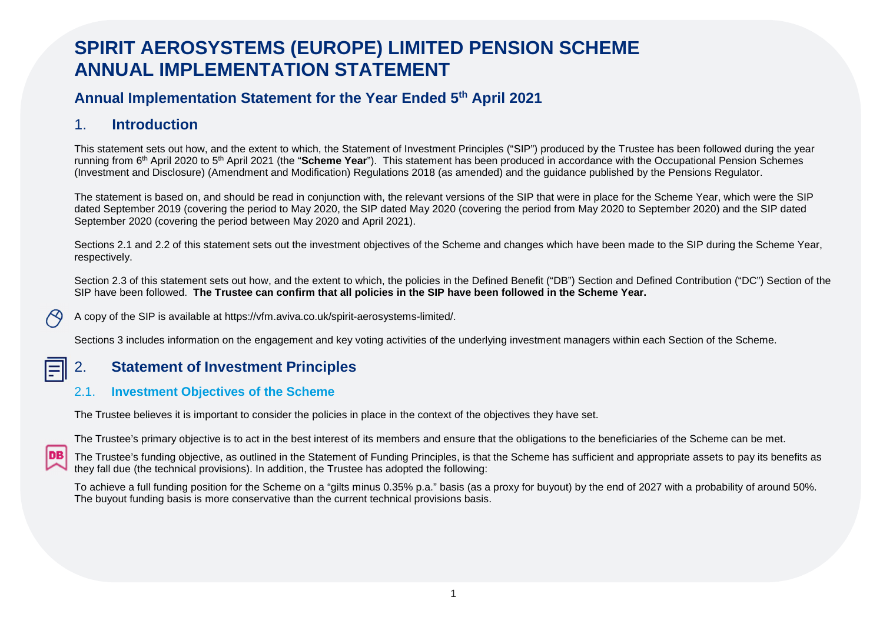# SPIRIT AEROSYSTEMS (EUROPE) LIMITED PENSION SCHEME ANNUAL IMPLEMENTATION STATEMENT

## Annual Implementation Statement for the Year Ended 5th April 2021

## 1. Introduction

This statement sets out how, and the extent to which, the Statement of Investment Principles ("SIP") produced by the Trustee has been followed during the year running from 6th April 2020 to 5th April 2021 (the "**Scheme Year**"). This statement has been produced in accordance with the Occupational Pension Schemes (Investment and Disclosure) (Amendment and Modification) Regulations 2018 (as amended) and the guidance published by the Pensions Regulator.

The statement is based on, and should be read in conjunction with, the relevant versions of the SIP that were in place for the Scheme Year, which were the SIP dated September 2019 (covering the period to May 2020, the SIP dated May 2020 (covering the period from May 2020 to September 2020) and the SIP dated September 2020 (covering the period between May 2020 and April 2021).

Sections 2.1 and 2.2 of this statement sets out the investment objectives of the Scheme and changes which have been made to the SIP during the Scheme Year, respectively.

Section 2.3 of this statement sets out how, and the extent to which, the policies in the Defined Benefit ("DB") Section and Defined Contribution ("DC") Section of the SIP have been followed. **The Trustee can confirm that all policies in the SIP have been followed in the Scheme Year.**

A copy of the SIP is available at https://vfm.aviva.co.uk/spirit-aerosystems-limited/.

Sections 3 includes information on the engagement and key voting activities of the underlying investment managers within each Section of the Scheme.

## 2. Statement of Investment Principles

### 2.1. Investment Objectives of the Scheme

The Trustee believes it is important to consider the policies in place in the context of the objectives they have set.

The Trustee's primary objective is to act in the best interest of its members and ensure that the obligations to the beneficiaries of the Scheme can be met.

DB

The Trustee's funding objective, as outlined in the Statement of Funding Principles, is that the Scheme has sufficient and appropriate assets to pay its benefits as they fall due (the technical provisions). In addition, the Trustee has adopted the following:

To achieve a full funding position for the Scheme on a "gilts minus 0.35% p.a." basis (as a proxy for buyout) by the end of 2027 with a probability of around 50%. The buyout funding basis is more conservative than the current technical provisions basis.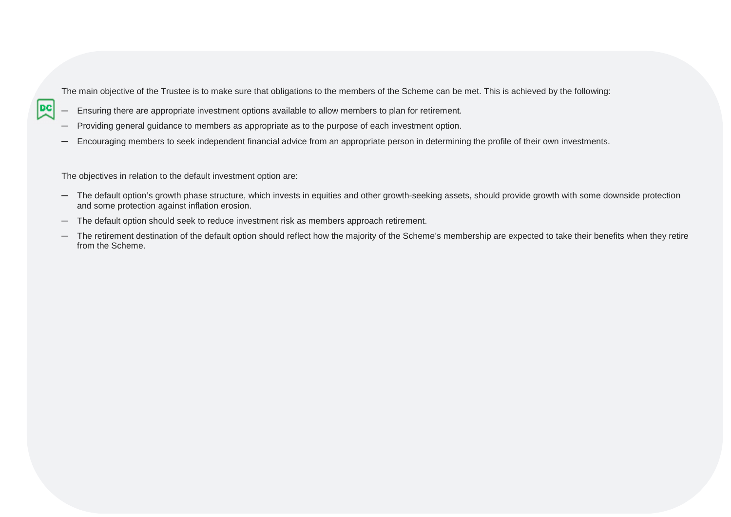The main objective of the Trustee is to make sure that obligations to the members of the Scheme can be met. This is achieved by the following:

- Ensuring there are appropriate investment options available to allow members to plan for retirement.
- Providing general guidance to members as appropriate as to the purpose of each investment option.
- Encouraging members to seek independent financial advice from an appropriate person in determining the profile of their own investments.

The objectives in relation to the default investment option are:

- The default option's growth phase structure, which invests in equities and other growth-seeking assets, should provide growth with some downside protection and some protection against inflation erosion.
- The default option should seek to reduce investment risk as members approach retirement.
- The retirement destination of the default option should reflect how the majority of the Scheme's membership are expected to take their benefits when they retire from the Scheme.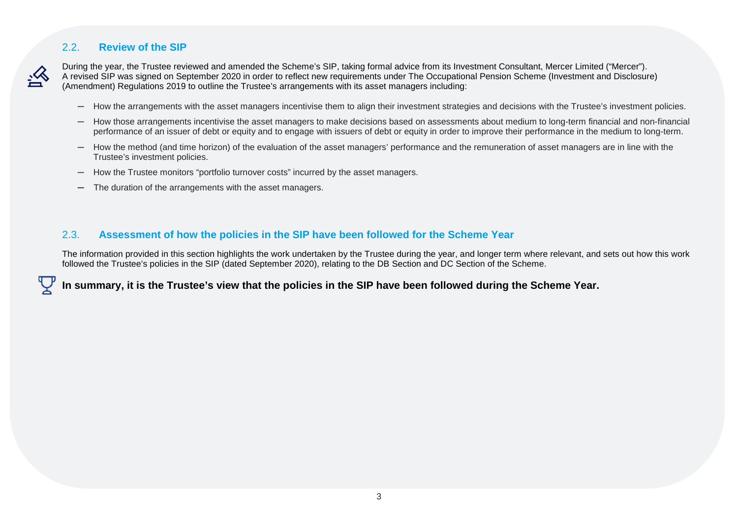## 2.2. Review of the SIP

During the year, the Trustee reviewed and amended the Scheme's SIP, taking formal advice from its Investment Consultant, Mercer Limited ("Mercer"). A revised SIP was signed on September 2020 in order to reflect new requirements under The Occupational Pension Scheme (Investment and Disclosure) (Amendment) Regulations 2019 to outline the Trustee's arrangements with its asset managers including:

- How the arrangements with the asset managers incentivise them to align their investment strategies and decisions with the Trustee's investment policies.
- How those arrangements incentivise the asset managers to make decisions based on assessments about medium to long-term financial and non-financial performance of an issuer of debt or equity and to engage with issuers of debt or equity in order to improve their performance in the medium to long-term.
- How the method (and time horizon) of the evaluation of the asset managers' performance and the remuneration of asset managers are in line with the Trustee's investment policies.
- How the Trustee monitors "portfolio turnover costs" incurred by the asset managers.
- The duration of the arrangements with the asset managers.

## 2.3. Assessment of how the policies in the SIP have been followed for the Scheme Year

The information provided in this section highlights the work undertaken by the Trustee during the year, and longer term where relevant, and sets out how this work followed the Trustee's policies in the SIP (dated September 2020), relating to the DB Section and DC Section of the Scheme.

**In summary, it is the Trustee's view that the policies in the SIP have been followed during the Scheme Year.**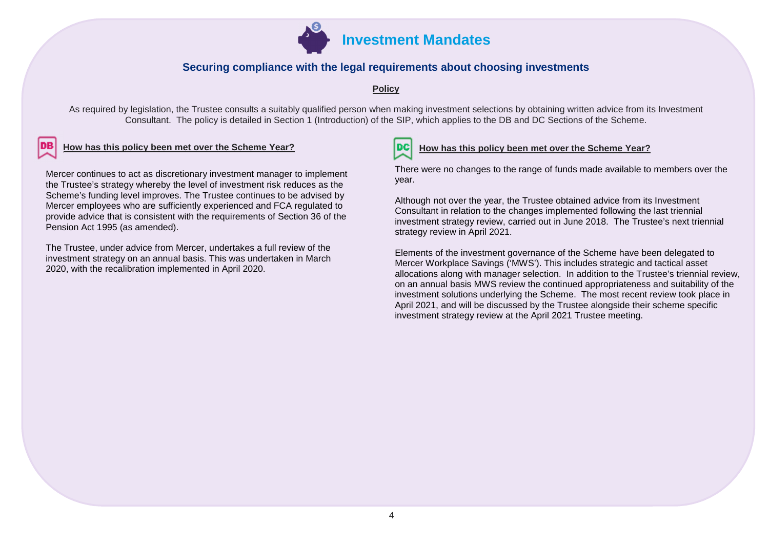# Investment Mandates

## Securing compliance with the legal requirements about choosing investments

**Policy**

As required by legislation, the Trustee consults a suitably qualified person when making investment selections by obtaining written advice from its Investment Consultant. The policy is detailed in Section 1 (Introduction) of the SIP, which applies to the DB and DC Sections of the Scheme.

### DB — How has this policy been met over the Scheme Year?

Mercer continues to act as discretionary investment manager to implement the Trustee's strategy whereby the level of investment risk reduces as the Scheme's funding level improves. The Trustee continues to be advised by Mercer employees who are sufficiently experienced and FCA regulated to provide advice that is consistent with the requirements of Section 36 of the Pension Act 1995 (as amended).

The Trustee, under advice from Mercer, undertakes a full review of the investment strategy on an annual basis. This was undertaken in March 2020, with the recalibration implemented in April 2020.

### DC — How has this policy been met over the Scheme Year?

There were no changes to the range of funds made available to members over the year.

Although not over the year, the Trustee obtained advice from its Investment Consultant in relation to the changes implemented following the last triennial investment strategy review, carried out in June 2018. The Trustee's next triennial strategy review in April 2021.

Elements of the investment governance of the Scheme have been delegated to Mercer Workplace Savings ('MWS'). This includes strategic and tactical asset allocations along with manager selection. In addition to the Trustee's triennial review, on an annual basis MWS review the continued appropriateness and suitability of the investment solutions underlying the Scheme. The most recent review took place in April 2021, and will be discussed by the Trustee alongside their scheme specific investment strategy review at the April 2021 Trustee meeting.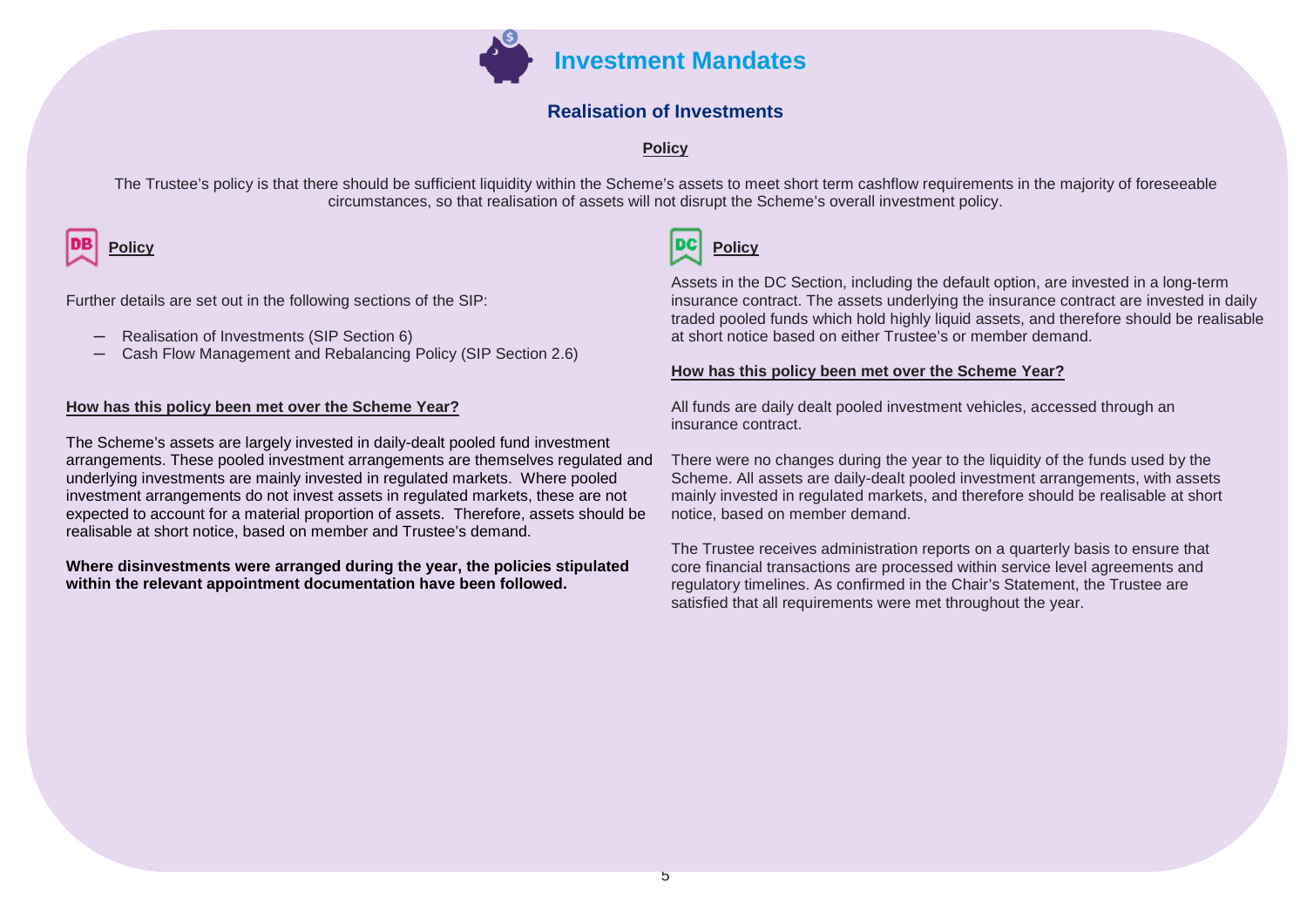# Investment Mandates

## Realisation of Investments

**Policy**

The Trustee's policy is that there should be sufficient liquidity within the Scheme's assets to meet short term cashflow requirements in the majority of foreseeable circumstances, so that realisation of assets will not disrupt the Scheme's overall investment policy.

### DB Policy

Further details are set out in the following sections of the SIP:

- Realisation of Investments (SIP Section 6)
- Cash Flow Management and Rebalancing Policy (SIP Section 2.6)

**How has this policy been met over the Scheme Year?**

The Scheme's assets are largely invested in daily-dealt pooled fund investment arrangements. These pooled investment arrangements are themselves regulated and underlying investments are mainly invested in regulated markets. Where pooled investment arrangements do not invest assets in regulated markets, these are not expected to account for a material proportion of assets. Therefore, assets should be realisable at short notice, based on member and Trustee's demand.

**Where disinvestments were arranged during the year, the policies stipulated within the relevant appointment documentation have been followed.**

### DC Policy

Assets in the DC Section, including the default option, are invested in a long-term insurance contract. The assets underlying the insurance contract are invested in daily traded pooled funds which hold highly liquid assets, and therefore should be realisable at short notice based on either Trustee's or member demand.

**How has this policy been met over the Scheme Year?**

All funds are daily dealt pooled investment vehicles, accessed through an insurance contract.

There were no changes during the year to the liquidity of the funds used by the Scheme. All assets are daily-dealt pooled investment arrangements, with assets mainly invested in regulated markets, and therefore should be realisable at short notice, based on member demand.

The Trustee receives administration reports on a quarterly basis to ensure that core financial transactions are processed within service level agreements and regulatory timelines. As confirmed in the Chair's Statement, the Trustee are satisfied that all requirements were met throughout the year.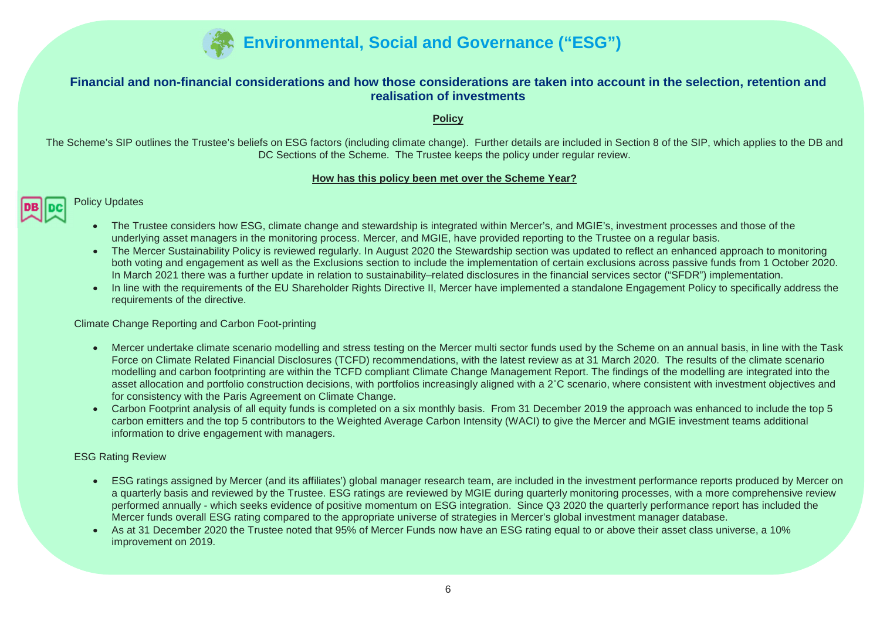# Environmental, Social and Governance ("ESG")

## Financial and non-financial considerations and how those considerations are taken into account in the selection, retention and realisation of investments

**Policy**

The Scheme's SIP outlines the Trustee's beliefs on ESG factors (including climate change). Further details are included in Section 8 of the SIP, which applies to the DB and DC Sections of the Scheme. The Trustee keeps the policy under regular review.

**How has this policy been met over the Scheme Year?**

DB DC

Policy Updates

- The Trustee considers how ESG, climate change and stewardship is integrated within Mercer's, and MGIE's, investment processes and those of the underlying asset managers in the monitoring process. Mercer, and MGIE, have provided reporting to the Trustee on a regular basis.
- The Mercer Sustainability Policy is reviewed regularly. In August 2020 the Stewardship section was updated to reflect an enhanced approach to monitoring both voting and engagement as well as the Exclusions section to include the implementation of certain exclusions across passive funds from 1 October 2020. In March 2021 there was a further update in relation to sustainability–related disclosures in the financial services sector ("SFDR") implementation.
- In line with the requirements of the EU Shareholder Rights Directive II, Mercer have implemented a standalone Engagement Policy to specifically address the requirements of the directive.

Climate Change Reporting and Carbon Foot-printing

- Mercer undertake climate scenario modelling and stress testing on the Mercer multi sector funds used by the Scheme on an annual basis, in line with the Task Force on Climate Related Financial Disclosures (TCFD) recommendations, with the latest review as at 31 March 2020. The results of the climate scenario modelling and carbon footprinting are within the TCFD compliant Climate Change Management Report. The findings of the modelling are integrated into the asset allocation and portfolio construction decisions, with portfolios increasingly aligned with a 2˚C scenario, where consistent with investment objectives and for consistency with the Paris Agreement on Climate Change.
- Carbon Footprint analysis of all equity funds is completed on a six monthly basis. From 31 December 2019 the approach was enhanced to include the top 5 carbon emitters and the top 5 contributors to the Weighted Average Carbon Intensity (WACI) to give the Mercer and MGIE investment teams additional information to drive engagement with managers.

ESG Rating Review

- ESG ratings assigned by Mercer (and its affiliates') global manager research team, are included in the investment performance reports produced by Mercer on a quarterly basis and reviewed by the Trustee. ESG ratings are reviewed by MGIE during quarterly monitoring processes, with a more comprehensive review performed annually - which seeks evidence of positive momentum on ESG integration. Since Q3 2020 the quarterly performance report has included the Mercer funds overall ESG rating compared to the appropriate universe of strategies in Mercer's global investment manager database.
- As at 31 December 2020 the Trustee noted that 95% of Mercer Funds now have an ESG rating equal to or above their asset class universe, a 10% improvement on 2019.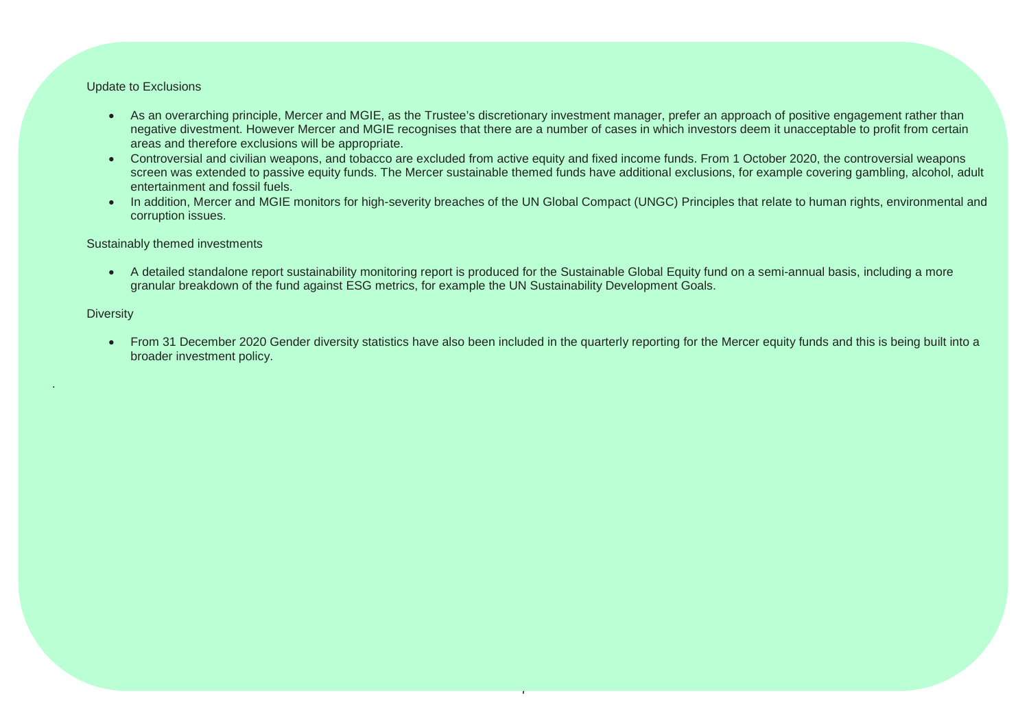Update to Exclusions

- As an overarching principle, Mercer and MGIE, as the Trustee's discretionary investment manager, prefer an approach of positive engagement rather than negative divestment. However Mercer and MGIE recognises that there are a number of cases in which investors deem it unacceptable to profit from certain areas and therefore exclusions will be appropriate.
- Controversial and civilian weapons, and tobacco are excluded from active equity and fixed income funds. From 1 October 2020, the controversial weapons screen was extended to passive equity funds. The Mercer sustainable themed funds have additional exclusions, for example covering gambling, alcohol, adult entertainment and fossil fuels.
- In addition, Mercer and MGIE monitors for high-severity breaches of the UN Global Compact (UNGC) Principles that relate to human rights, environmental and corruption issues.

Sustainably themed investments

- A detailed standalone report sustainability monitoring report is produced for the Sustainable Global Equity fund on a semi-annual basis, including a more granular breakdown of the fund against ESG metrics, for example the UN Sustainability Development Goals.

Diversity

- From 31 December 2020 Gender diversity statistics have also been included in the quarterly reporting for the Mercer equity funds and this is being built into a broader investment policy.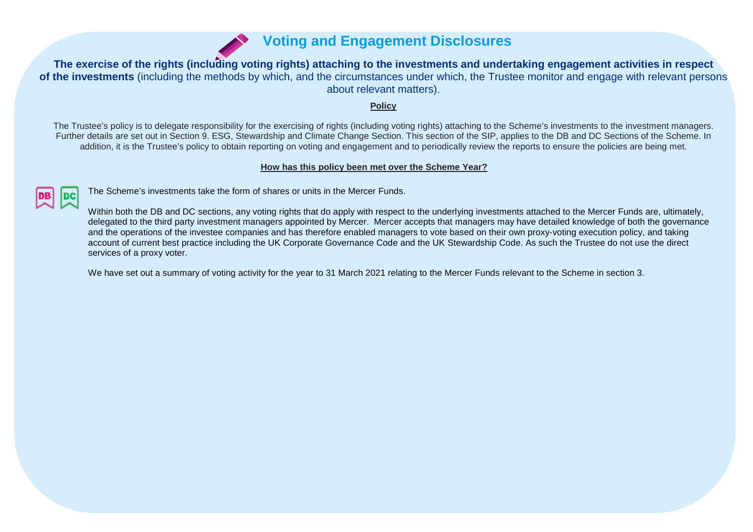# Voting and Engagement Disclosures

**The exercise of the rights (including voting rights) attaching to the investments and undertaking engagement activities in respect of the investments** (including the methods by which, and the circumstances under which, the Trustee monitor and engage with relevant persons about relevant matters).

**Policy**

The Trustee's policy is to delegate responsibility for the exercising of rights (including voting rights) attaching to the Scheme's investments to the investment managers. Further details are set out in Section 9. ESG, Stewardship and Climate Change Section. This section of the SIP, applies to the DB and DC Sections of the Scheme. In addition, it is the Trustee's policy to obtain reporting on voting and engagement and to periodically review the reports to ensure the policies are being met.

**How has this policy been met over the Scheme Year?**

DB DC

The Scheme's investments take the form of shares or units in the Mercer Funds.

Within both the DB and DC sections, any voting rights that do apply with respect to the underlying investments attached to the Mercer Funds are, ultimately, delegated to the third party investment managers appointed by Mercer. Mercer accepts that managers may have detailed knowledge of both the governance and the operations of the investee companies and has therefore enabled managers to vote based on their own proxy-voting execution policy, and taking account of current best practice including the UK Corporate Governance Code and the UK Stewardship Code. As such the Trustee do not use the direct services of a proxy voter.

We have set out a summary of voting activity for the year to 31 March 2021 relating to the Mercer Funds relevant to the Scheme in section 3.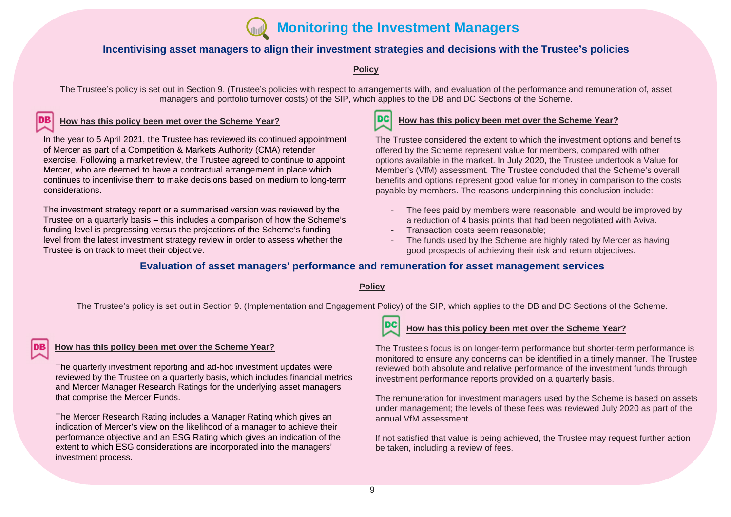# Monitoring the Investment Managers

## Incentivising asset managers to align their investment strategies and decisions with the Trustee's policies

**Policy**

The Trustee's policy is set out in Section 9. (Trustee's policies with respect to arrangements with, and evaluation of the performance and remuneration of, asset managers and portfolio turnover costs) of the SIP, which applies to the DB and DC Sections of the Scheme.

### DB – How has this policy been met over the Scheme Year?

In the year to 5 April 2021, the Trustee has reviewed its continued appointment of Mercer as part of a Competition & Markets Authority (CMA) retender exercise. Following a market review, the Trustee agreed to continue to appoint Mercer, who are deemed to have a contractual arrangement in place which continues to incentivise them to make decisions based on medium to long-term considerations.

The investment strategy report or a summarised version was reviewed by the Trustee on a quarterly basis – this includes a comparison of how the Scheme's funding level is progressing versus the projections of the Scheme's funding level from the latest investment strategy review in order to assess whether the Trustee is on track to meet their objective.

### DC – How has this policy been met over the Scheme Year?

The Trustee considered the extent to which the investment options and benefits offered by the Scheme represent value for members, compared with other options available in the market. In July 2020, the Trustee undertook a Value for Member's (VfM) assessment. The Trustee concluded that the Scheme's overall benefits and options represent good value for money in comparison to the costs payable by members. The reasons underpinning this conclusion include:

- The fees paid by members were reasonable, and would be improved by a reduction of 4 basis points that had been negotiated with Aviva.
- Transaction costs seem reasonable;
- The funds used by the Scheme are highly rated by Mercer as having good prospects of achieving their risk and return objectives.

## Evaluation of asset managers' performance and remuneration for asset management services

**Policy**

The Trustee's policy is set out in Section 9. (Implementation and Engagement Policy) of the SIP, which applies to the DB and DC Sections of the Scheme.

### DB – How has this policy been met over the Scheme Year?

The quarterly investment reporting and ad-hoc investment updates were reviewed by the Trustee on a quarterly basis, which includes financial metrics and Mercer Manager Research Ratings for the underlying asset managers that comprise the Mercer Funds.

The Mercer Research Rating includes a Manager Rating which gives an indication of Mercer's view on the likelihood of a manager to achieve their performance objective and an ESG Rating which gives an indication of the extent to which ESG considerations are incorporated into the managers' investment process.

### DC – How has this policy been met over the Scheme Year?

The Trustee's focus is on longer-term performance but shorter-term performance is monitored to ensure any concerns can be identified in a timely manner. The Trustee reviewed both absolute and relative performance of the investment funds through investment performance reports provided on a quarterly basis.

The remuneration for investment managers used by the Scheme is based on assets under management; the levels of these fees was reviewed July 2020 as part of the annual VfM assessment.

If not satisfied that value is being achieved, the Trustee may request further action be taken, including a review of fees.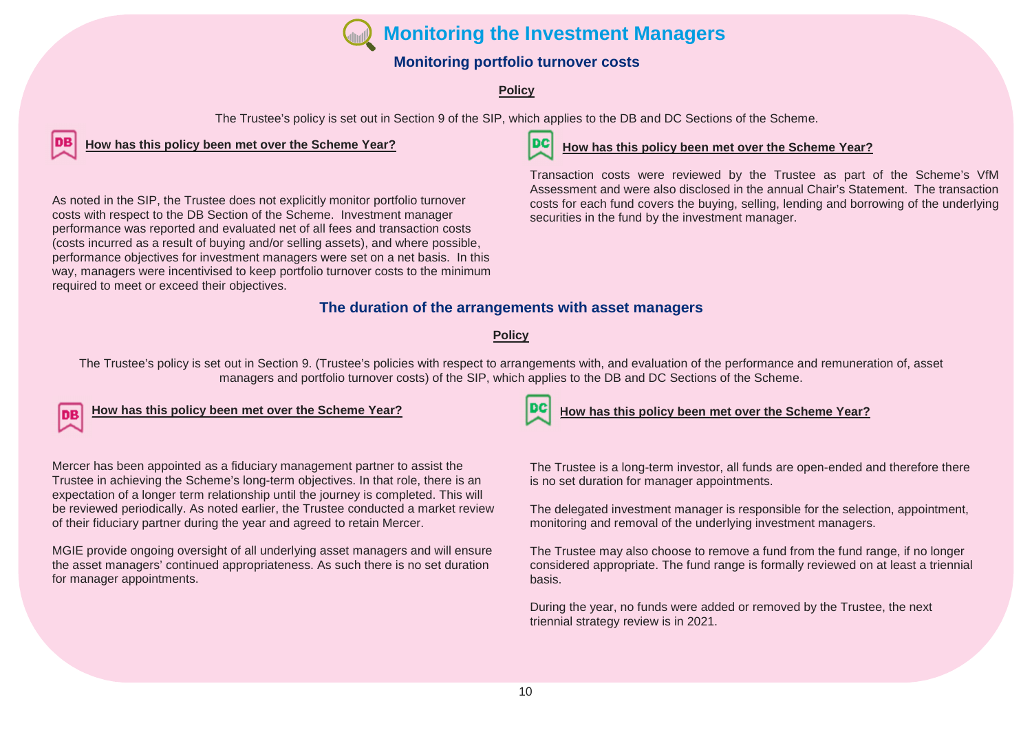# Monitoring the Investment Managers

## Monitoring portfolio turnover costs

**Policy**

The Trustee's policy is set out in Section 9 of the SIP, which applies to the DB and DC Sections of the Scheme.

**DB – How has this policy been met over the Scheme Year?**

As noted in the SIP, the Trustee does not explicitly monitor portfolio turnover costs with respect to the DB Section of the Scheme. Investment manager performance was reported and evaluated net of all fees and transaction costs (costs incurred as a result of buying and/or selling assets), and where possible, performance objectives for investment managers were set on a net basis. In this way, managers were incentivised to keep portfolio turnover costs to the minimum required to meet or exceed their objectives.

**DC – How has this policy been met over the Scheme Year?**

Transaction costs were reviewed by the Trustee as part of the Scheme's VfM Assessment and were also disclosed in the annual Chair's Statement. The transaction costs for each fund covers the buying, selling, lending and borrowing of the underlying securities in the fund by the investment manager.

## The duration of the arrangements with asset managers

**Policy**

The Trustee's policy is set out in Section 9. (Trustee's policies with respect to arrangements with, and evaluation of the performance and remuneration of, asset managers and portfolio turnover costs) of the SIP, which applies to the DB and DC Sections of the Scheme.

**DB – How has this policy been met over the Scheme Year?**

Mercer has been appointed as a fiduciary management partner to assist the Trustee in achieving the Scheme's long-term objectives. In that role, there is an expectation of a longer term relationship until the journey is completed. This will be reviewed periodically. As noted earlier, the Trustee conducted a market review of their fiduciary partner during the year and agreed to retain Mercer.

MGIE provide ongoing oversight of all underlying asset managers and will ensure the asset managers' continued appropriateness. As such there is no set duration for manager appointments.

**DC – How has this policy been met over the Scheme Year?**

The Trustee is a long-term investor, all funds are open-ended and therefore there is no set duration for manager appointments.

The delegated investment manager is responsible for the selection, appointment, monitoring and removal of the underlying investment managers.

The Trustee may also choose to remove a fund from the fund range, if no longer considered appropriate. The fund range is formally reviewed on at least a triennial basis.

During the year, no funds were added or removed by the Trustee, the next triennial strategy review is in 2021.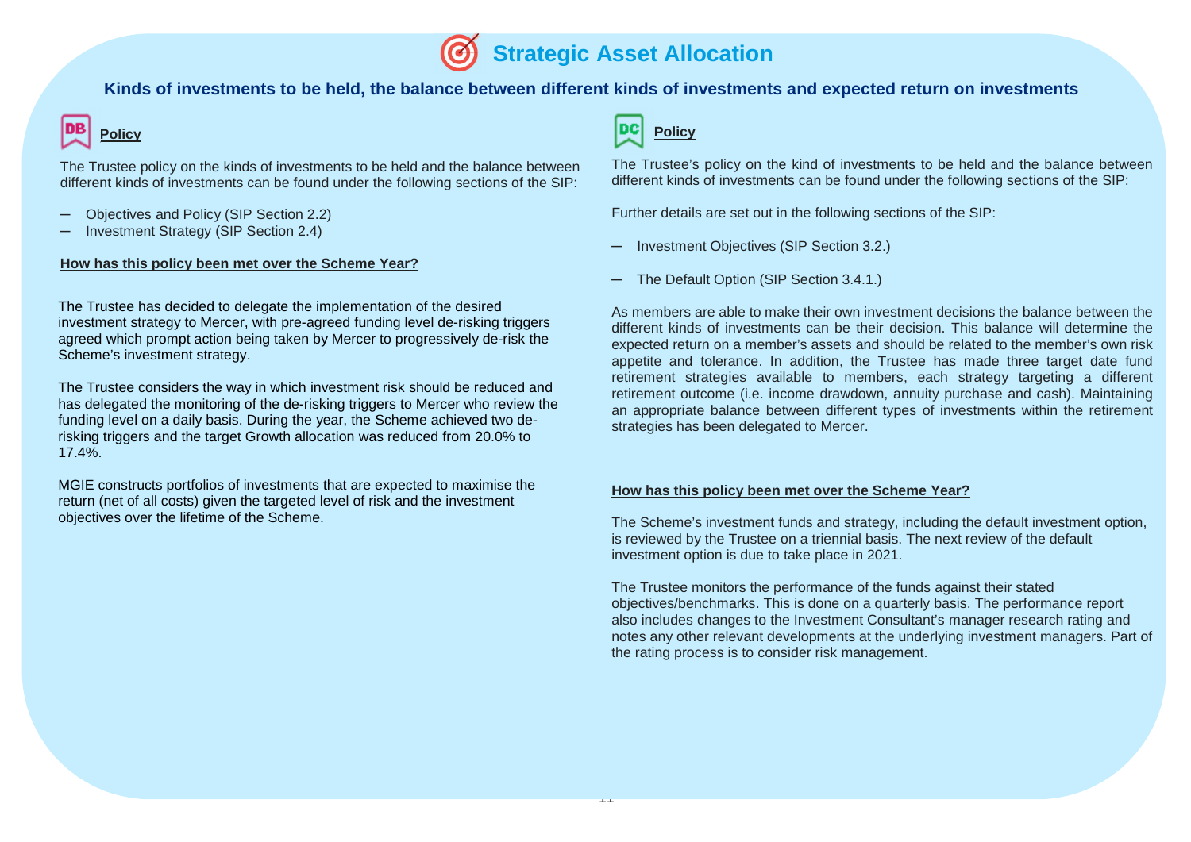# Strategic Asset Allocation

## Kinds of investments to be held, the balance between different kinds of investments and expected return on investments

### DB Policy

The Trustee policy on the kinds of investments to be held and the balance between different kinds of investments can be found under the following sections of the SIP:

- Objectives and Policy (SIP Section 2.2)
- Investment Strategy (SIP Section 2.4)

**How has this policy been met over the Scheme Year?**

The Trustee has decided to delegate the implementation of the desired investment strategy to Mercer, with pre-agreed funding level de-risking triggers agreed which prompt action being taken by Mercer to progressively de-risk the Scheme's investment strategy.

The Trustee considers the way in which investment risk should be reduced and has delegated the monitoring of the de-risking triggers to Mercer who review the funding level on a daily basis. During the year, the Scheme achieved two de-risking triggers and the target Growth allocation was reduced from 20.0% to 17.4%.

MGIE constructs portfolios of investments that are expected to maximise the return (net of all costs) given the targeted level of risk and the investment objectives over the lifetime of the Scheme.

### DC Policy

The Trustee's policy on the kind of investments to be held and the balance between different kinds of investments can be found under the following sections of the SIP:

Further details are set out in the following sections of the SIP:

- Investment Objectives (SIP Section 3.2.)
- The Default Option (SIP Section 3.4.1.)

As members are able to make their own investment decisions the balance between the different kinds of investments can be their decision. This balance will determine the expected return on a member's assets and should be related to the member's own risk appetite and tolerance. In addition, the Trustee has made three target date fund retirement strategies available to members, each strategy targeting a different retirement outcome (i.e. income drawdown, annuity purchase and cash). Maintaining an appropriate balance between different types of investments within the retirement strategies has been delegated to Mercer.

**How has this policy been met over the Scheme Year?**

The Scheme's investment funds and strategy, including the default investment option, is reviewed by the Trustee on a triennial basis. The next review of the default investment option is due to take place in 2021.

The Trustee monitors the performance of the funds against their stated objectives/benchmarks. This is done on a quarterly basis. The performance report also includes changes to the Investment Consultant's manager research rating and notes any other relevant developments at the underlying investment managers. Part of the rating process is to consider risk management.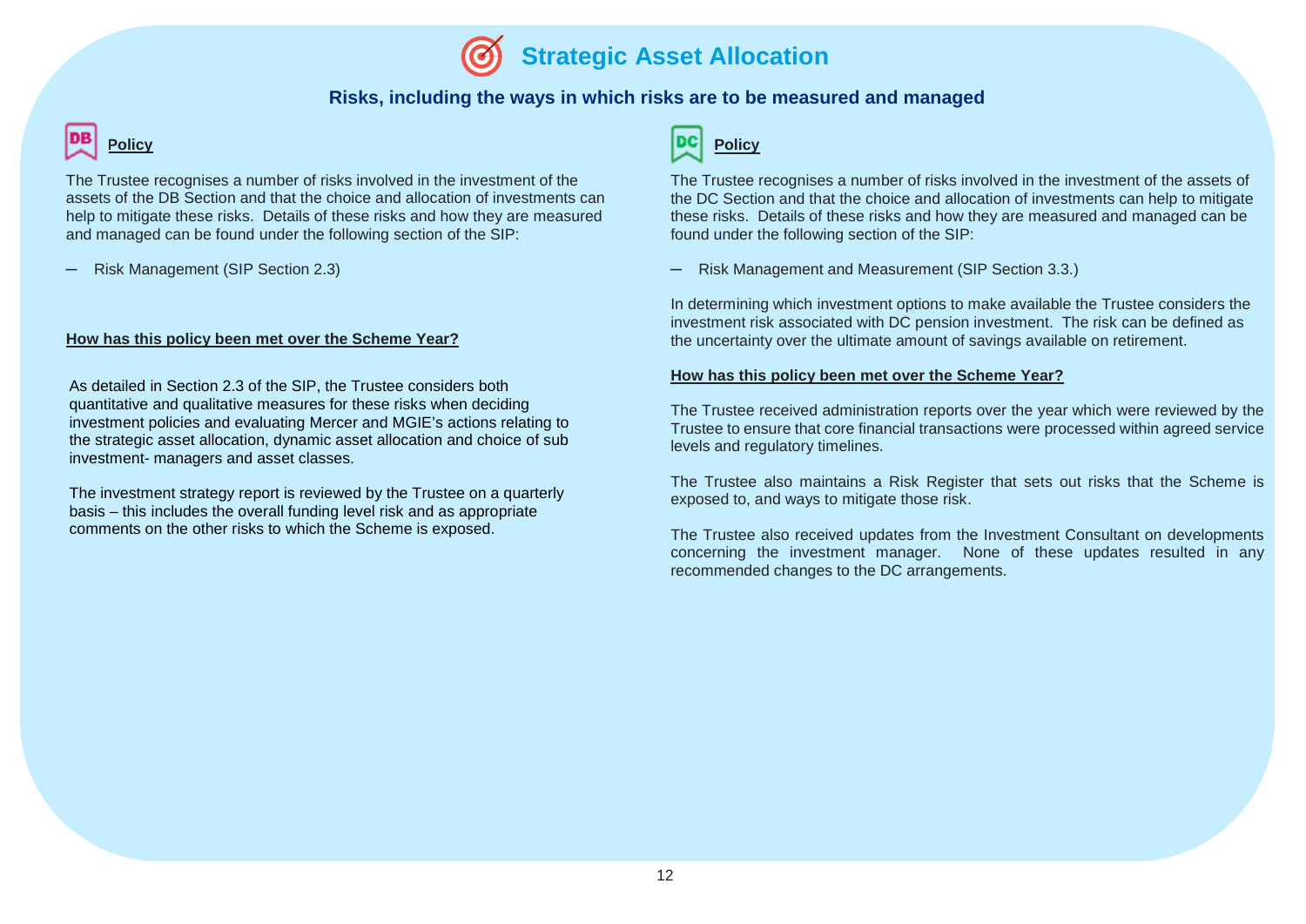# Strategic Asset Allocation

## Risks, including the ways in which risks are to be measured and managed

### DB Policy

The Trustee recognises a number of risks involved in the investment of the assets of the DB Section and that the choice and allocation of investments can help to mitigate these risks. Details of these risks and how they are measured and managed can be found under the following section of the SIP:

- Risk Management (SIP Section 2.3)

**How has this policy been met over the Scheme Year?**

As detailed in Section 2.3 of the SIP, the Trustee considers both quantitative and qualitative measures for these risks when deciding investment policies and evaluating Mercer and MGIE's actions relating to the strategic asset allocation, dynamic asset allocation and choice of sub investment- managers and asset classes.

The investment strategy report is reviewed by the Trustee on a quarterly basis – this includes the overall funding level risk and as appropriate comments on the other risks to which the Scheme is exposed.

### DC Policy

The Trustee recognises a number of risks involved in the investment of the assets of the DC Section and that the choice and allocation of investments can help to mitigate these risks. Details of these risks and how they are measured and managed can be found under the following section of the SIP:

- Risk Management and Measurement (SIP Section 3.3.)

In determining which investment options to make available the Trustee considers the investment risk associated with DC pension investment. The risk can be defined as the uncertainty over the ultimate amount of savings available on retirement.

**How has this policy been met over the Scheme Year?**

The Trustee received administration reports over the year which were reviewed by the Trustee to ensure that core financial transactions were processed within agreed service levels and regulatory timelines.

The Trustee also maintains a Risk Register that sets out risks that the Scheme is exposed to, and ways to mitigate those risk.

The Trustee also received updates from the Investment Consultant on developments concerning the investment manager. None of these updates resulted in any recommended changes to the DC arrangements.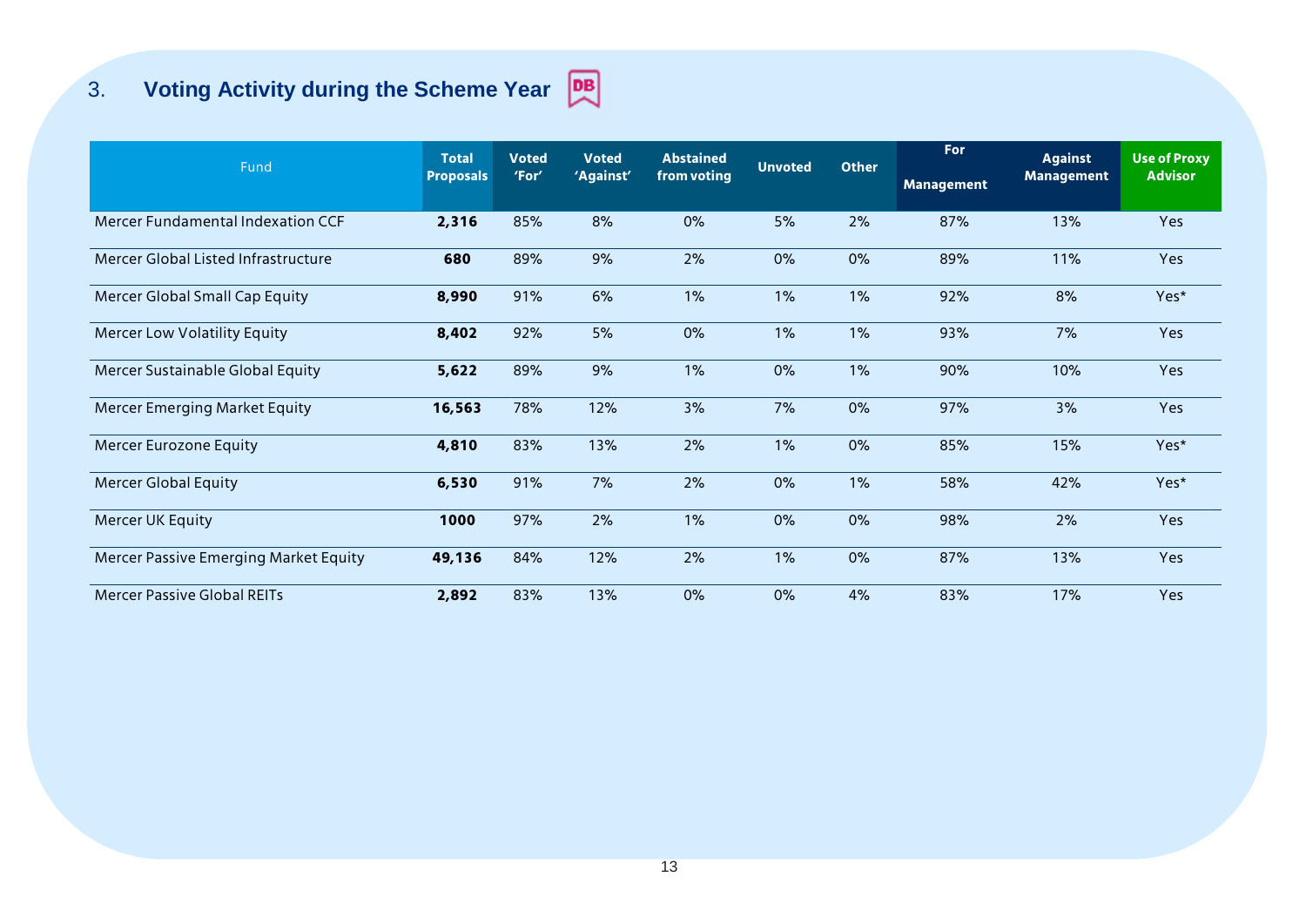## 3. Voting Activity during the Scheme Year DB

| Fund | Total Proposals | Voted 'For' | Voted 'Against' | Abstained from voting | Unvoted | Other | For Management | Against Management | Use of Proxy Advisor |
|---|---|---|---|---|---|---|---|---|---|
| Mercer Fundamental Indexation CCF | **2,316** | 85% | 8% | 0% | 5% | 2% | 87% | 13% | Yes |
| Mercer Global Listed Infrastructure | **680** | 89% | 9% | 2% | 0% | 0% | 89% | 11% | Yes |
| Mercer Global Small Cap Equity | **8,990** | 91% | 6% | 1% | 1% | 1% | 92% | 8% | Yes* |
| Mercer Low Volatility Equity | **8,402** | 92% | 5% | 0% | 1% | 1% | 93% | 7% | Yes |
| Mercer Sustainable Global Equity | **5,622** | 89% | 9% | 1% | 0% | 1% | 90% | 10% | Yes |
| Mercer Emerging Market Equity | **16,563** | 78% | 12% | 3% | 7% | 0% | 97% | 3% | Yes |
| Mercer Eurozone Equity | **4,810** | 83% | 13% | 2% | 1% | 0% | 85% | 15% | Yes* |
| Mercer Global Equity | **6,530** | 91% | 7% | 2% | 0% | 1% | 58% | 42% | Yes* |
| Mercer UK Equity | **1000** | 97% | 2% | 1% | 0% | 0% | 98% | 2% | Yes |
| Mercer Passive Emerging Market Equity | **49,136** | 84% | 12% | 2% | 1% | 0% | 87% | 13% | Yes |
| Mercer Passive Global REITs | **2,892** | 83% | 13% | 0% | 0% | 4% | 83% | 17% | Yes |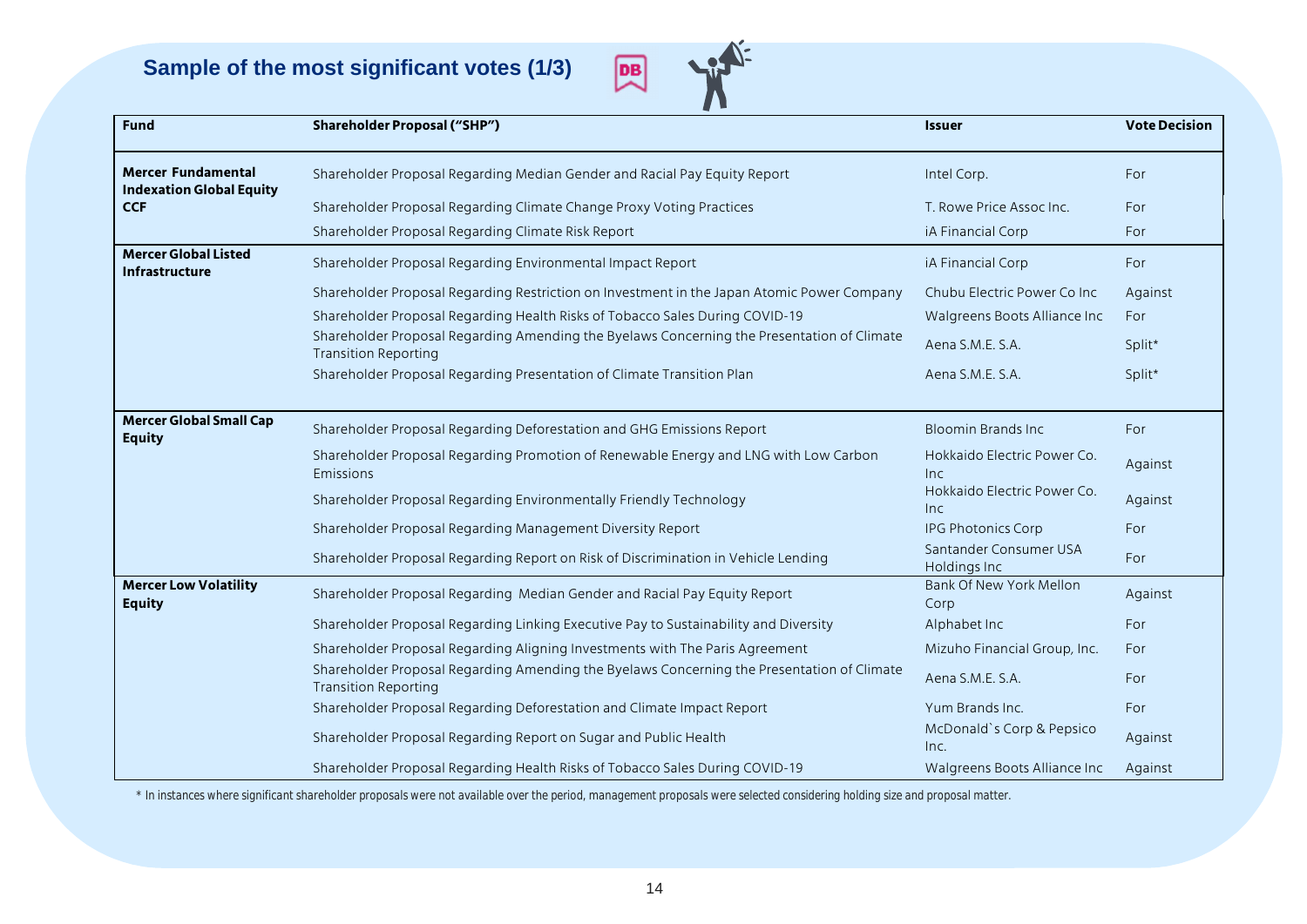## Sample of the most significant votes (1/3)

| Fund | Shareholder Proposal ("SHP") | Issuer | Vote Decision |
|---|---|---|---|
| **Mercer Fundamental Indexation Global Equity CCF** | Shareholder Proposal Regarding Median Gender and Racial Pay Equity Report | Intel Corp. | For |
| | Shareholder Proposal Regarding Climate Change Proxy Voting Practices | T. Rowe Price Assoc Inc. | For |
| | Shareholder Proposal Regarding Climate Risk Report | iA Financial Corp | For |
| **Mercer Global Listed Infrastructure** | Shareholder Proposal Regarding Environmental Impact Report | iA Financial Corp | For |
| | Shareholder Proposal Regarding Restriction on Investment in the Japan Atomic Power Company | Chubu Electric Power Co Inc | Against |
| | Shareholder Proposal Regarding Health Risks of Tobacco Sales During COVID-19 | Walgreens Boots Alliance Inc | For |
| | Shareholder Proposal Regarding Amending the Byelaws Concerning the Presentation of Climate Transition Reporting | Aena S.M.E. S.A. | Split* |
| | Shareholder Proposal Regarding Presentation of Climate Transition Plan | Aena S.M.E. S.A. | Split* |
| **Mercer Global Small Cap Equity** | Shareholder Proposal Regarding Deforestation and GHG Emissions Report | Bloomin Brands Inc | For |
| | Shareholder Proposal Regarding Promotion of Renewable Energy and LNG with Low Carbon Emissions | Hokkaido Electric Power Co. Inc | Against |
| | Shareholder Proposal Regarding Environmentally Friendly Technology | Hokkaido Electric Power Co. Inc | Against |
| | Shareholder Proposal Regarding Management Diversity Report | IPG Photonics Corp | For |
| | Shareholder Proposal Regarding Report on Risk of Discrimination in Vehicle Lending | Santander Consumer USA Holdings Inc | For |
| **Mercer Low Volatility Equity** | Shareholder Proposal Regarding Median Gender and Racial Pay Equity Report | Bank Of New York Mellon Corp | Against |
| | Shareholder Proposal Regarding Linking Executive Pay to Sustainability and Diversity | Alphabet Inc | For |
| | Shareholder Proposal Regarding Aligning Investments with The Paris Agreement | Mizuho Financial Group, Inc. | For |
| | Shareholder Proposal Regarding Amending the Byelaws Concerning the Presentation of Climate Transition Reporting | Aena S.M.E. S.A. | For |
| | Shareholder Proposal Regarding Deforestation and Climate Impact Report | Yum Brands Inc. | For |
| | Shareholder Proposal Regarding Report on Sugar and Public Health | McDonald`s Corp & Pepsico Inc. | Against |
| | Shareholder Proposal Regarding Health Risks of Tobacco Sales During COVID-19 | Walgreens Boots Alliance Inc | Against |

* In instances where significant shareholder proposals were not available over the period, management proposals were selected considering holding size and proposal matter.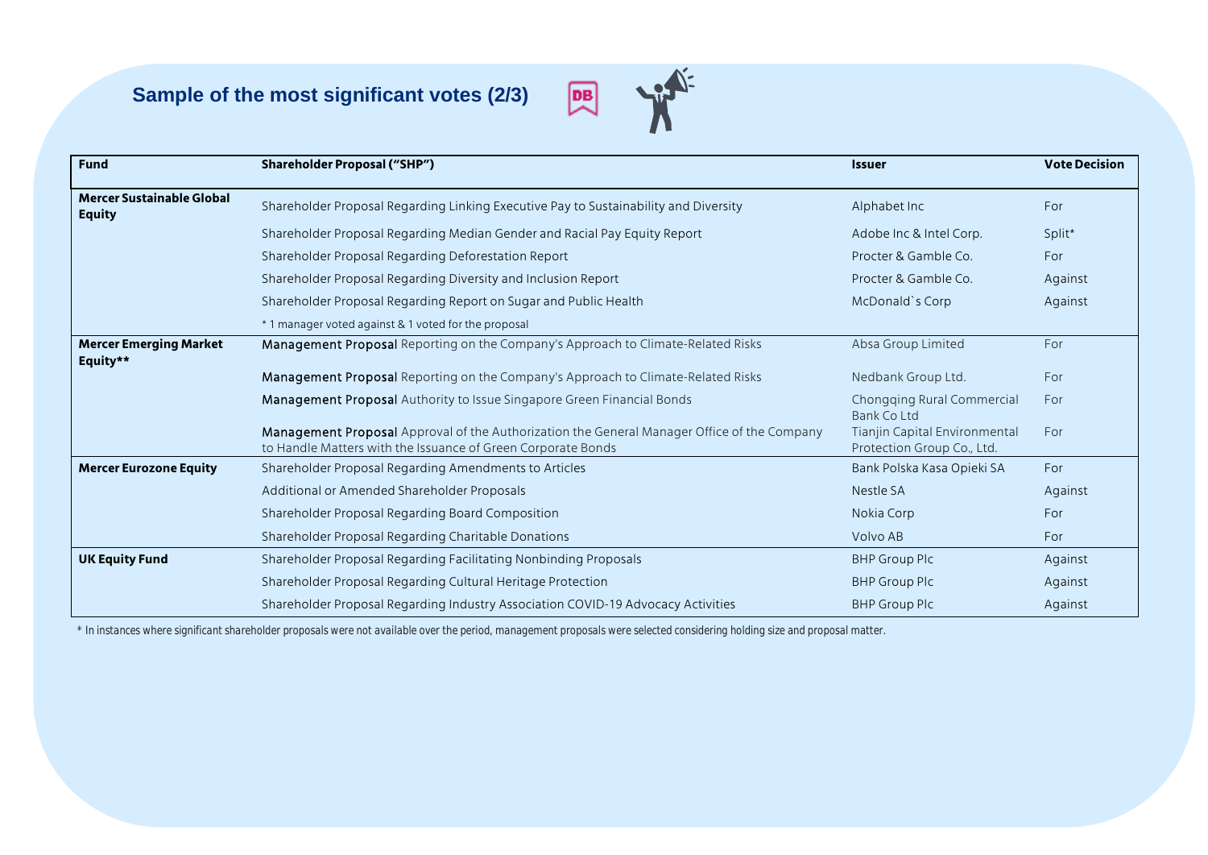## Sample of the most significant votes (2/3)

| Fund | Shareholder Proposal ("SHP") | Issuer | Vote Decision |
|---|---|---|---|
| **Mercer Sustainable Global Equity** | Shareholder Proposal Regarding Linking Executive Pay to Sustainability and Diversity | Alphabet Inc | For |
| | Shareholder Proposal Regarding Median Gender and Racial Pay Equity Report | Adobe Inc & Intel Corp. | Split* |
| | Shareholder Proposal Regarding Deforestation Report | Procter & Gamble Co. | For |
| | Shareholder Proposal Regarding Diversity and Inclusion Report | Procter & Gamble Co. | Against |
| | Shareholder Proposal Regarding Report on Sugar and Public Health | McDonald`s Corp | Against |
| | * 1 manager voted against & 1 voted for the proposal | | |
| **Mercer Emerging Market Equity**** | **Management Proposal** Reporting on the Company's Approach to Climate-Related Risks | Absa Group Limited | For |
| | **Management Proposal** Reporting on the Company's Approach to Climate-Related Risks | Nedbank Group Ltd. | For |
| | **Management Proposal** Authority to Issue Singapore Green Financial Bonds | Chongqing Rural Commercial Bank Co Ltd | For |
| | **Management Proposal** Approval of the Authorization the General Manager Office of the Company to Handle Matters with the Issuance of Green Corporate Bonds | Tianjin Capital Environmental Protection Group Co., Ltd. | For |
| **Mercer Eurozone Equity** | Shareholder Proposal Regarding Amendments to Articles | Bank Polska Kasa Opieki SA | For |
| | Additional or Amended Shareholder Proposals | Nestle SA | Against |
| | Shareholder Proposal Regarding Board Composition | Nokia Corp | For |
| | Shareholder Proposal Regarding Charitable Donations | Volvo AB | For |
| **UK Equity Fund** | Shareholder Proposal Regarding Facilitating Nonbinding Proposals | BHP Group Plc | Against |
| | Shareholder Proposal Regarding Cultural Heritage Protection | BHP Group Plc | Against |
| | Shareholder Proposal Regarding Industry Association COVID-19 Advocacy Activities | BHP Group Plc | Against |

* In instances where significant shareholder proposals were not available over the period, management proposals were selected considering holding size and proposal matter.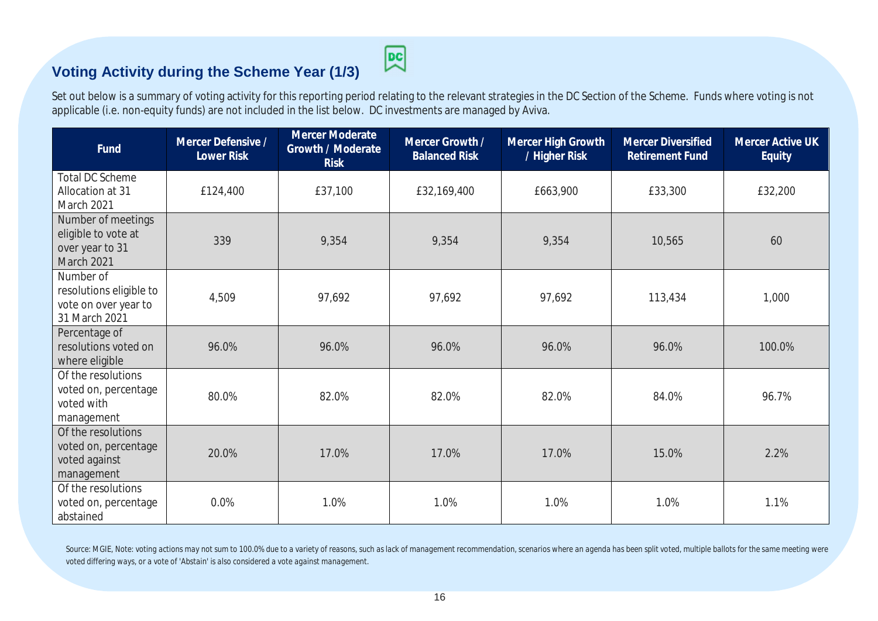## Voting Activity during the Scheme Year (1/3)

DC

Set out below is a summary of voting activity for this reporting period relating to the relevant strategies in the DC Section of the Scheme. Funds where voting is not applicable (i.e. non-equity funds) are not included in the list below. DC investments are managed by Aviva.

| Fund | Mercer Defensive / Lower Risk | Mercer Moderate Growth / Moderate Risk | Mercer Growth / Balanced Risk | Mercer High Growth / Higher Risk | Mercer Diversified Retirement Fund | Mercer Active UK Equity |
|---|---|---|---|---|---|---|
| Total DC Scheme Allocation at 31 March 2021 | £124,400 | £37,100 | £32,169,400 | £663,900 | £33,300 | £32,200 |
| Number of meetings eligible to vote at over year to 31 March 2021 | 339 | 9,354 | 9,354 | 9,354 | 10,565 | 60 |
| Number of resolutions eligible to vote on over year to 31 March 2021 | 4,509 | 97,692 | 97,692 | 97,692 | 113,434 | 1,000 |
| Percentage of resolutions voted on where eligible | 96.0% | 96.0% | 96.0% | 96.0% | 96.0% | 100.0% |
| Of the resolutions voted on, percentage voted with management | 80.0% | 82.0% | 82.0% | 82.0% | 84.0% | 96.7% |
| Of the resolutions voted on, percentage voted against management | 20.0% | 17.0% | 17.0% | 17.0% | 15.0% | 2.2% |
| Of the resolutions voted on, percentage abstained | 0.0% | 1.0% | 1.0% | 1.0% | 1.0% | 1.1% |

Source: MGIE, Note: voting actions may not sum to 100.0% due to a variety of reasons, such as lack of management recommendation, scenarios where an agenda has been split voted, multiple ballots for the same meeting were voted differing ways, or a vote of 'Abstain' is also considered a vote against management.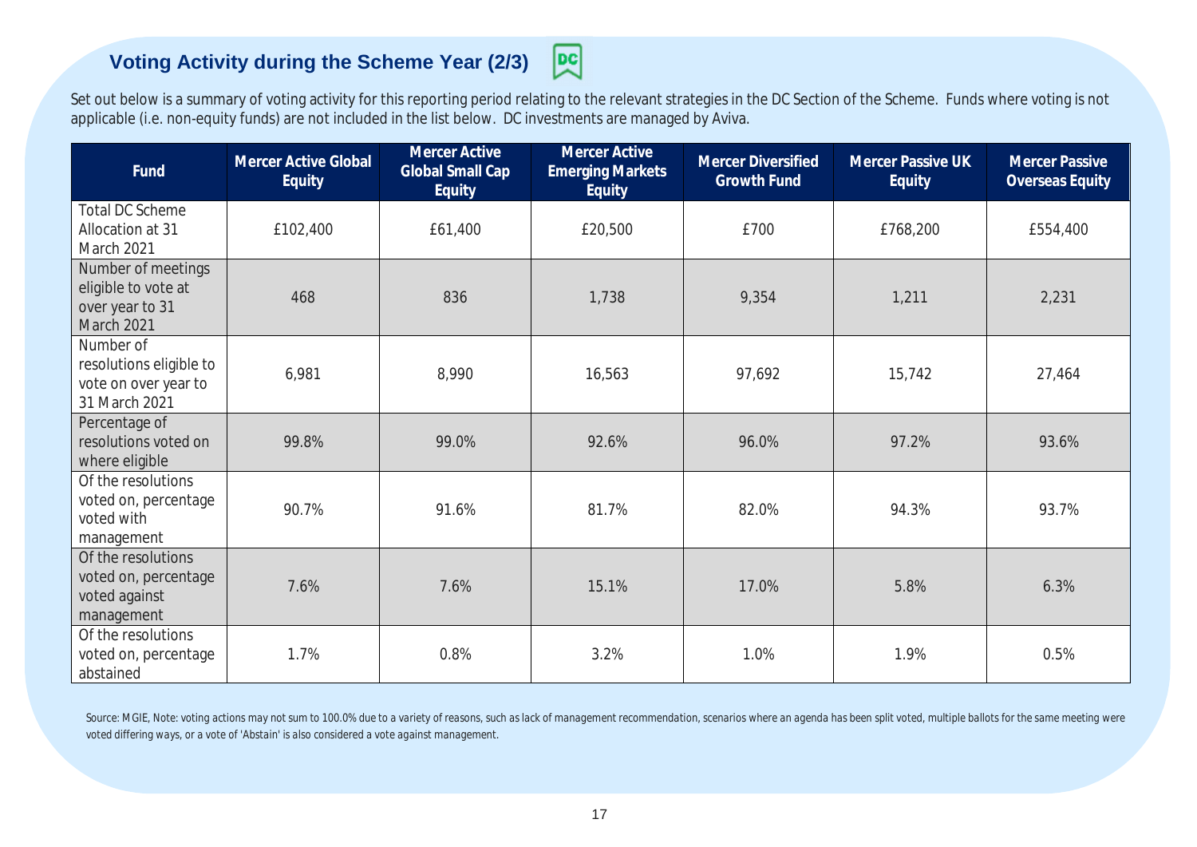## Voting Activity during the Scheme Year (2/3)

Set out below is a summary of voting activity for this reporting period relating to the relevant strategies in the DC Section of the Scheme. Funds where voting is not applicable (i.e. non-equity funds) are not included in the list below. DC investments are managed by Aviva.

| Fund | Mercer Active Global Equity | Mercer Active Global Small Cap Equity | Mercer Active Emerging Markets Equity | Mercer Diversified Growth Fund | Mercer Passive UK Equity | Mercer Passive Overseas Equity |
|---|---|---|---|---|---|---|
| Total DC Scheme Allocation at 31 March 2021 | £102,400 | £61,400 | £20,500 | £700 | £768,200 | £554,400 |
| Number of meetings eligible to vote at over year to 31 March 2021 | 468 | 836 | 1,738 | 9,354 | 1,211 | 2,231 |
| Number of resolutions eligible to vote on over year to 31 March 2021 | 6,981 | 8,990 | 16,563 | 97,692 | 15,742 | 27,464 |
| Percentage of resolutions voted on where eligible | 99.8% | 99.0% | 92.6% | 96.0% | 97.2% | 93.6% |
| Of the resolutions voted on, percentage voted with management | 90.7% | 91.6% | 81.7% | 82.0% | 94.3% | 93.7% |
| Of the resolutions voted on, percentage voted against management | 7.6% | 7.6% | 15.1% | 17.0% | 5.8% | 6.3% |
| Of the resolutions voted on, percentage abstained | 1.7% | 0.8% | 3.2% | 1.0% | 1.9% | 0.5% |

Source: MGIE, Note: voting actions may not sum to 100.0% due to a variety of reasons, such as lack of management recommendation, scenarios where an agenda has been split voted, multiple ballots for the same meeting were voted differing ways, or a vote of 'Abstain' is also considered a vote against management.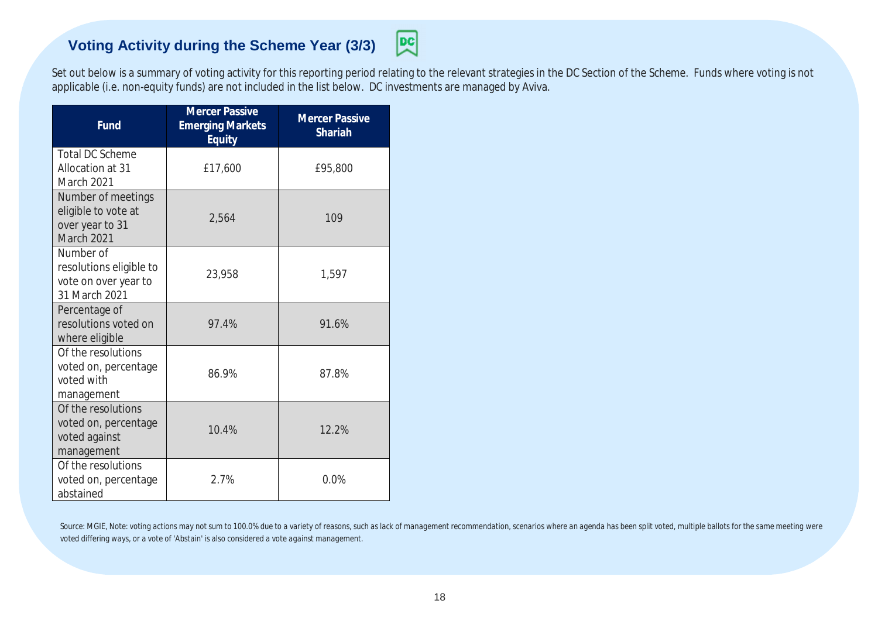## Voting Activity during the Scheme Year (3/3)

DC

Set out below is a summary of voting activity for this reporting period relating to the relevant strategies in the DC Section of the Scheme. Funds where voting is not applicable (i.e. non-equity funds) are not included in the list below. DC investments are managed by Aviva.

| Fund | Mercer Passive Emerging Markets Equity | Mercer Passive Shariah |
|---|---|---|
| Total DC Scheme Allocation at 31 March 2021 | £17,600 | £95,800 |
| Number of meetings eligible to vote at over year to 31 March 2021 | 2,564 | 109 |
| Number of resolutions eligible to vote on over year to 31 March 2021 | 23,958 | 1,597 |
| Percentage of resolutions voted on where eligible | 97.4% | 91.6% |
| Of the resolutions voted on, percentage voted with management | 86.9% | 87.8% |
| Of the resolutions voted on, percentage voted against management | 10.4% | 12.2% |
| Of the resolutions voted on, percentage abstained | 2.7% | 0.0% |

Source: MGIE, Note: voting actions may not sum to 100.0% due to a variety of reasons, such as lack of management recommendation, scenarios where an agenda has been split voted, multiple ballots for the same meeting were voted differing ways, or a vote of 'Abstain' is also considered a vote against management.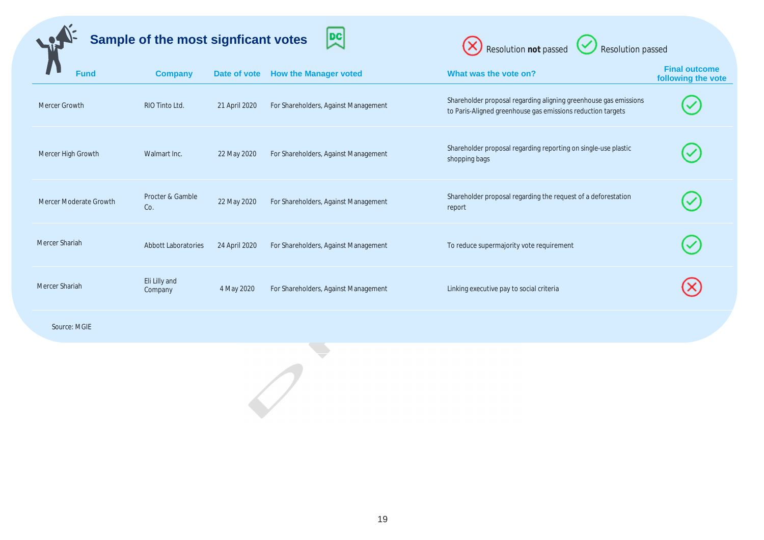## Sample of the most signficant votes

Resolution **not** passed | Resolution passed

| Fund | Company | Date of vote | How the Manager voted | What was the vote on? | Final outcome following the vote |
|---|---|---|---|---|---|
| Mercer Growth | RIO Tinto Ltd. | 21 April 2020 | For Shareholders, Against Management | Shareholder proposal regarding aligning greenhouse gas emissions to Paris-Aligned greenhouse gas emissions reduction targets | Resolution passed |
| Mercer High Growth | Walmart Inc. | 22 May 2020 | For Shareholders, Against Management | Shareholder proposal regarding reporting on single-use plastic shopping bags | Resolution passed |
| Mercer Moderate Growth | Procter & Gamble Co. | 22 May 2020 | For Shareholders, Against Management | Shareholder proposal regarding the request of a deforestation report | Resolution passed |
| Mercer Shariah | Abbott Laboratories | 24 April 2020 | For Shareholders, Against Management | To reduce supermajority vote requirement | Resolution passed |
| Mercer Shariah | Eli Lilly and Company | 4 May 2020 | For Shareholders, Against Management | Linking executive pay to social criteria | Resolution not passed |

Source: MGIE